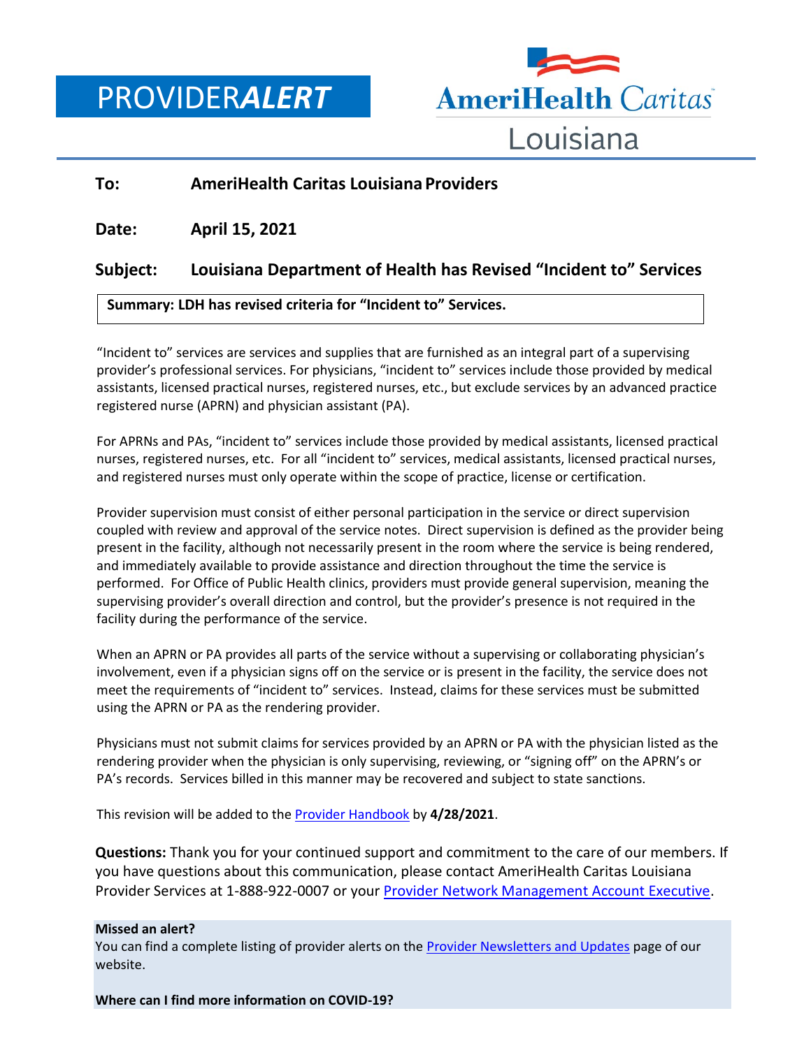# PROVIDER*ALERT*

AmeriHealth Caritas Louisiana

**To:** AmeriHealth Caritas Louisiana Providers

**Date:** April 15, 2021

**Subject:** Louisiana Department of Health has Revised "Incident to" Services

**Summary: LDH has revised criteria for "Incident to" Services.**

"Incident to" services are services and supplies that are furnished as an integral part of a supervising provider's professional services. For physicians, "incident to" services include those provided by medical assistants, licensed practical nurses, registered nurses, etc., but exclude services by an advanced practice registered nurse (APRN) and physician assistant (PA).

For APRNs and PAs, "incident to" services include those provided by medical assistants, licensed practical nurses, registered nurses, etc. For all "incident to" services, medical assistants, licensed practical nurses, and registered nurses must only operate within the scope of practice, license or certification.

Provider supervision must consist of either personal participation in the service or direct supervision coupled with review and approval of the service notes. Direct supervision is defined as the provider being present in the facility, although not necessarily present in the room where the service is being rendered, and immediately available to provide assistance and direction throughout the time the service is performed. For Office of Public Health clinics, providers must provide general supervision, meaning the supervising provider's overall direction and control, but the provider's presence is not required in the facility during the performance of the service.

When an APRN or PA provides all parts of the service without a supervising or collaborating physician's involvement, even if a physician signs off on the service or is present in the facility, the service does not meet the requirements of "incident to" services. Instead, claims for these services must be submitted using the APRN or PA as the rendering provider.

Physicians must not submit claims for services provided by an APRN or PA with the physician listed as the rendering provider when the physician is only supervising, reviewing, or "signing off" on the APRN's or PA's records. Services billed in this manner may be recovered and subject to state sanctions.

This revision will be added to the Provider Handbook by **4/28/2021**.

**Questions:** Thank you for your continued support and commitment to the care of our members. If you have questions about this communication, please contact AmeriHealth Caritas Louisiana Provider Services at 1-888-922-0007 or your Provider Network Management Account Executive.

**Missed an alert?**
You can find a complete listing of provider alerts on the Provider Newsletters and Updates page of our website.

**Where can I find more information on COVID-19?**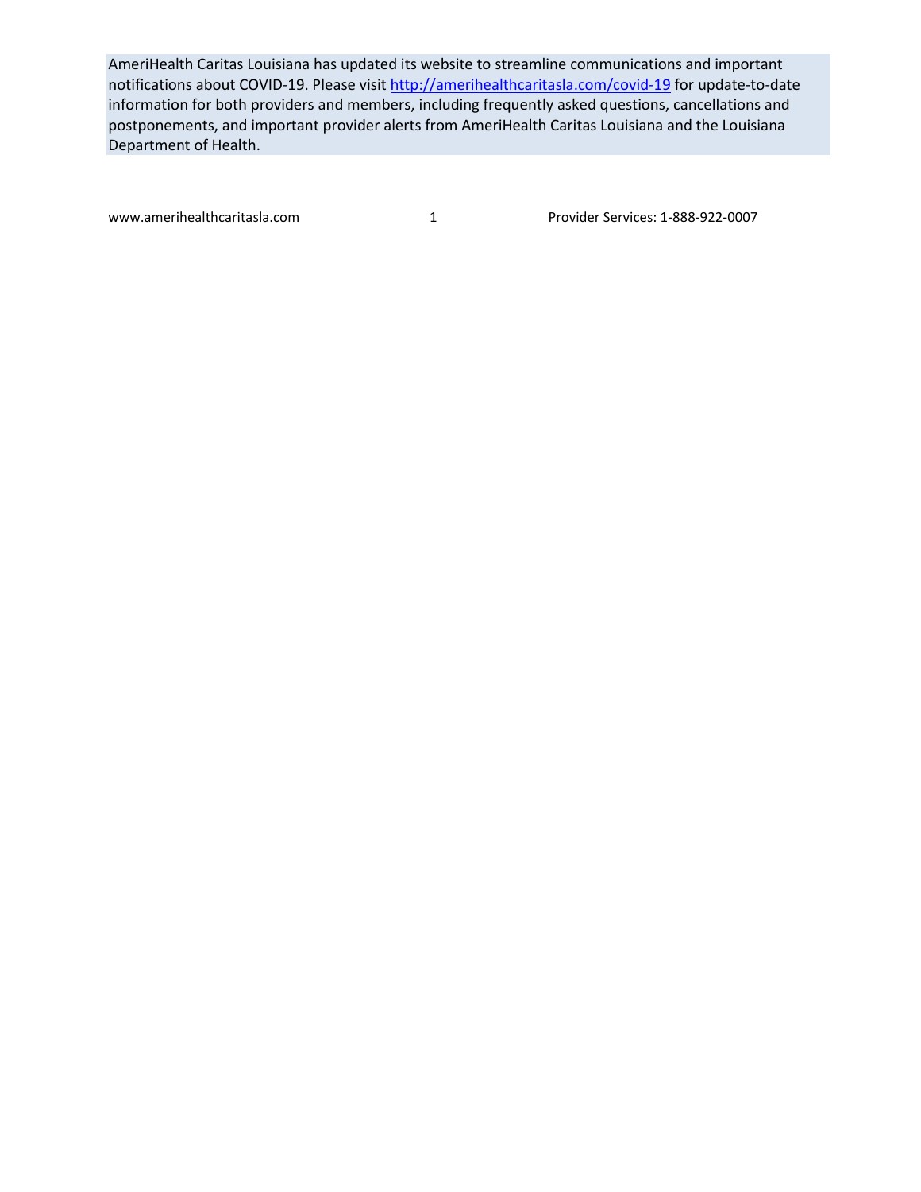AmeriHealth Caritas Louisiana has updated its website to streamline communications and important notifications about COVID-19. Please visit [http://amerihealthcaritasla.com/covid-19](http://amerihealthcaritasla.com/covid-19) for update-to-date information for both providers and members, including frequently asked questions, cancellations and postponements, and important provider alerts from AmeriHealth Caritas Louisiana and the Louisiana Department of Health.